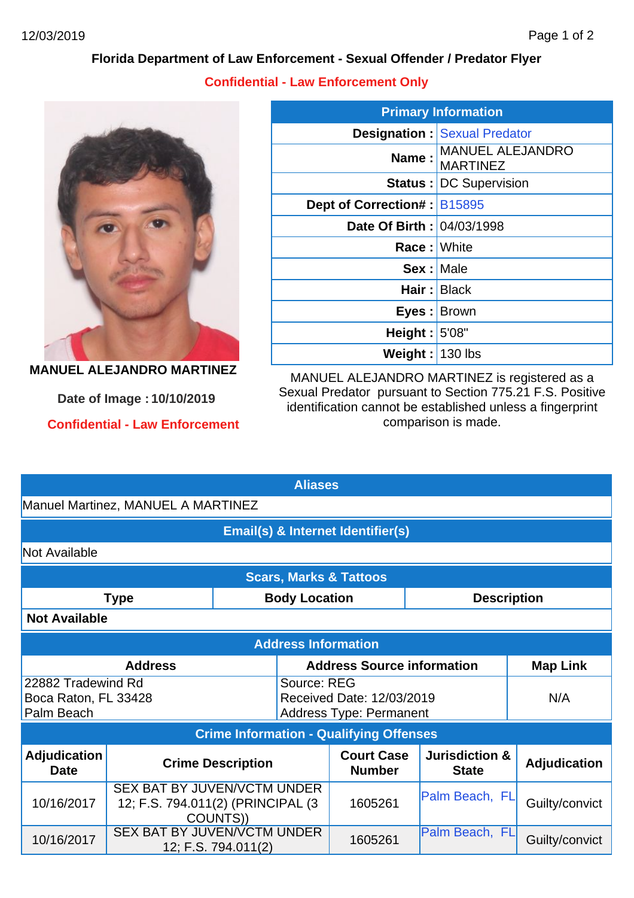# Florida Department of Law Enforcement - Sexual Offender / Predator Flyer

**Confidential - Law Enforcement Only**

**MANUEL ALEJANDRO MARTINEZ**

**Date of Image : 10/10/2019**

**Confidential - Law Enforcement**

| Primary Information | |
|---|---|
| **Designation :** | Sexual Predator |
| **Name :** | MANUEL ALEJANDRO MARTINEZ |
| **Status :** | DC Supervision |
| **Dept of Correction# :** | B15895 |
| **Date Of Birth :** | 04/03/1998 |
| **Race :** | White |
| **Sex :** | Male |
| **Hair :** | Black |
| **Eyes :** | Brown |
| **Height :** | 5'08" |
| **Weight :** | 130 lbs |

MANUEL ALEJANDRO MARTINEZ is registered as a Sexual Predator pursuant to Section 775.21 F.S. Positive identification cannot be established unless a fingerprint comparison is made.

## Aliases

Manuel Martinez, MANUEL A MARTINEZ

## Email(s) & Internet Identifier(s)

Not Available

## Scars, Marks & Tattoos

| Type | Body Location | Description |
|---|---|---|
| **Not Available** | | |

## Address Information

| Address | Address Source information | Map Link |
|---|---|---|
| 22882 Tradewind Rd<br>Boca Raton, FL 33428<br>Palm Beach | Source: REG<br>Received Date: 12/03/2019<br>Address Type: Permanent | N/A |

## Crime Information - Qualifying Offenses

| Adjudication Date | Crime Description | Court Case Number | Jurisdiction & State | Adjudication |
|---|---|---|---|---|
| 10/16/2017 | SEX BAT BY JUVEN/VCTM UNDER 12; F.S. 794.011(2) (PRINCIPAL (3 COUNTS)) | 1605261 | Palm Beach, FL | Guilty/convict |
| 10/16/2017 | SEX BAT BY JUVEN/VCTM UNDER 12; F.S. 794.011(2) | 1605261 | Palm Beach, FL | Guilty/convict |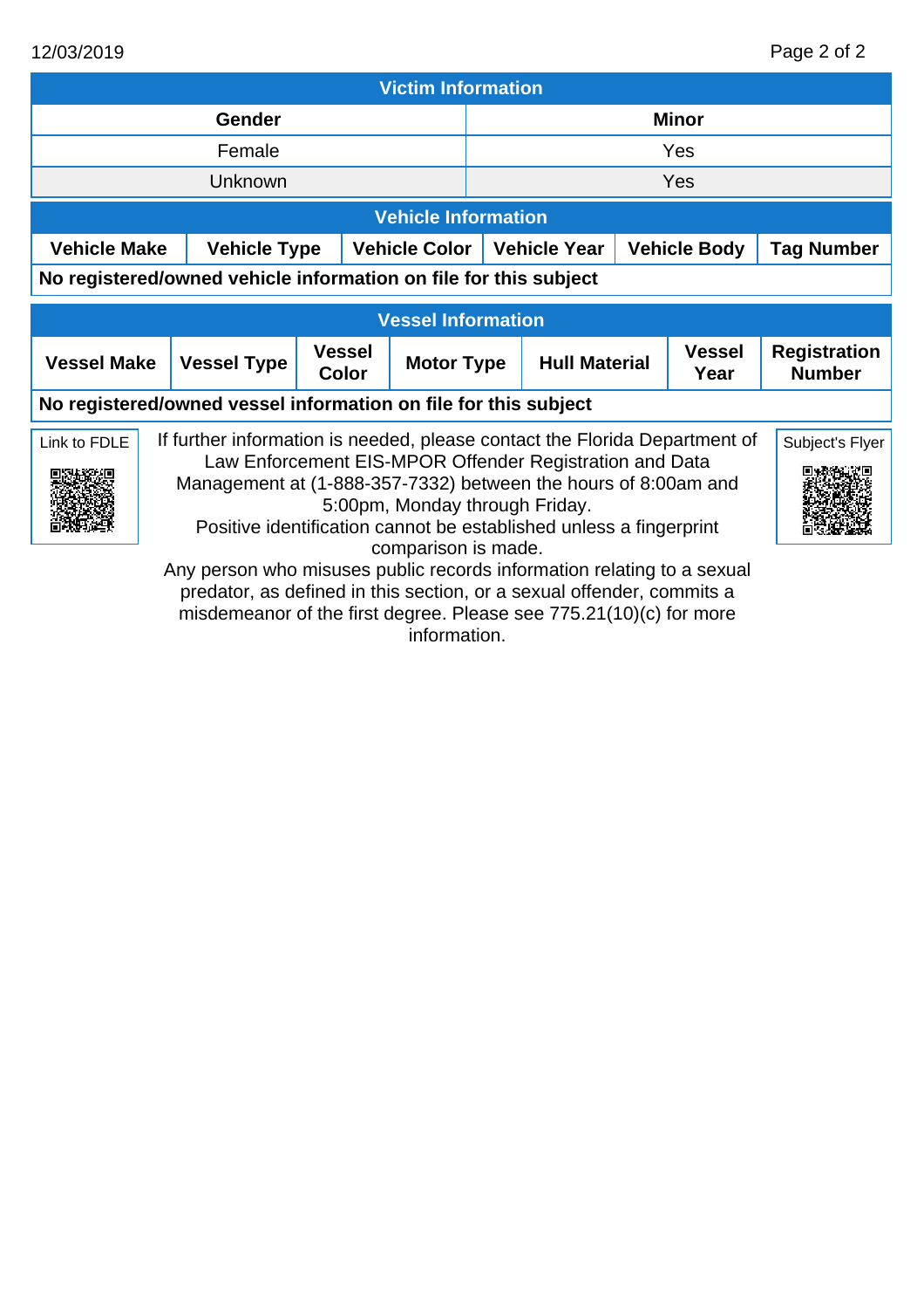## Victim Information

| Gender | Minor |
|---|---|
| Female | Yes |
| Unknown | Yes |

## Vehicle Information

| Vehicle Make | Vehicle Type | Vehicle Color | Vehicle Year | Vehicle Body | Tag Number |
|---|---|---|---|---|---|
| **No registered/owned vehicle information on file for this subject** | | | | | |

## Vessel Information

| Vessel Make | Vessel Type | Vessel Color | Motor Type | Hull Material | Vessel Year | Registration Number |
|---|---|---|---|---|---|---|
| **No registered/owned vessel information on file for this subject** | | | | | | |

Link to FDLE

Subject's Flyer

If further information is needed, please contact the Florida Department of Law Enforcement EIS-MPOR Offender Registration and Data Management at (1-888-357-7332) between the hours of 8:00am and 5:00pm, Monday through Friday.

Positive identification cannot be established unless a fingerprint comparison is made.

Any person who misuses public records information relating to a sexual predator, as defined in this section, or a sexual offender, commits a misdemeanor of the first degree. Please see 775.21(10)(c) for more information.